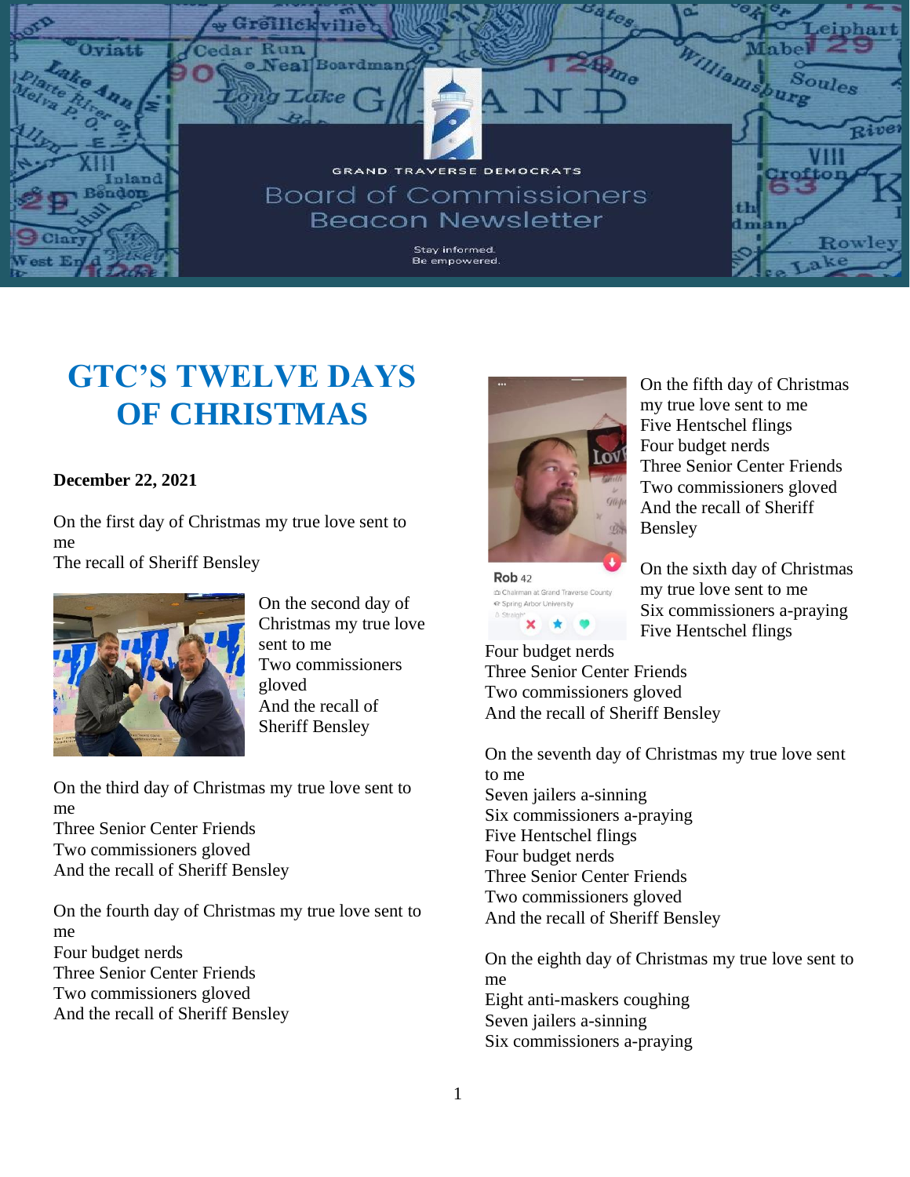GRAND TRAVERSE DEMOCRATS

Board of Commissioners
Beacon Newsletter

Stay informed.
Be empowered.

# GTC'S TWELVE DAYS OF CHRISTMAS

**December 22, 2021**

On the first day of Christmas my true love sent to me
The recall of Sheriff Bensley

On the second day of Christmas my true love sent to me
Two commissioners gloved
And the recall of Sheriff Bensley

On the third day of Christmas my true love sent to me
Three Senior Center Friends
Two commissioners gloved
And the recall of Sheriff Bensley

On the fourth day of Christmas my true love sent to me
Four budget nerds
Three Senior Center Friends
Two commissioners gloved
And the recall of Sheriff Bensley

On the fifth day of Christmas my true love sent to me
Five Hentschel flings
Four budget nerds
Three Senior Center Friends
Two commissioners gloved
And the recall of Sheriff Bensley

On the sixth day of Christmas my true love sent to me
Six commissioners a-praying
Five Hentschel flings
Four budget nerds
Three Senior Center Friends
Two commissioners gloved
And the recall of Sheriff Bensley

On the seventh day of Christmas my true love sent to me
Seven jailers a-sinning
Six commissioners a-praying
Five Hentschel flings
Four budget nerds
Three Senior Center Friends
Two commissioners gloved
And the recall of Sheriff Bensley

On the eighth day of Christmas my true love sent to me
Eight anti-maskers coughing
Seven jailers a-sinning
Six commissioners a-praying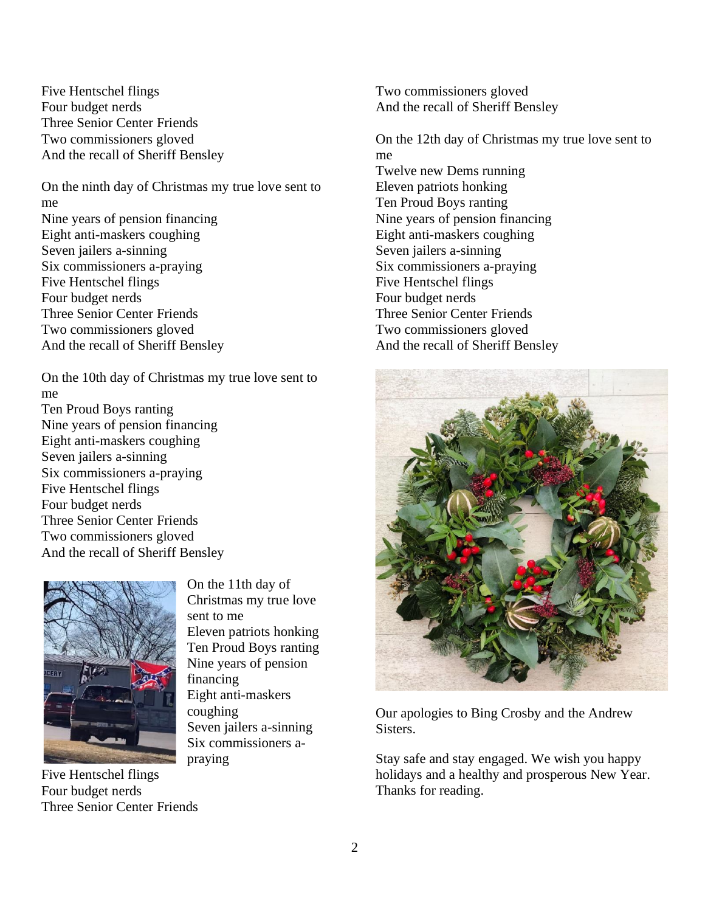Five Hentschel flings
Four budget nerds
Three Senior Center Friends
Two commissioners gloved
And the recall of Sheriff Bensley

On the ninth day of Christmas my true love sent to me
Nine years of pension financing
Eight anti-maskers coughing
Seven jailers a-sinning
Six commissioners a-praying
Five Hentschel flings
Four budget nerds
Three Senior Center Friends
Two commissioners gloved
And the recall of Sheriff Bensley

On the 10th day of Christmas my true love sent to me
Ten Proud Boys ranting
Nine years of pension financing
Eight anti-maskers coughing
Seven jailers a-sinning
Six commissioners a-praying
Five Hentschel flings
Four budget nerds
Three Senior Center Friends
Two commissioners gloved
And the recall of Sheriff Bensley

On the 11th day of Christmas my true love sent to me
Eleven patriots honking
Ten Proud Boys ranting
Nine years of pension financing
Eight anti-maskers coughing
Seven jailers a-sinning
Six commissioners a-praying
Five Hentschel flings
Four budget nerds
Three Senior Center Friends
Two commissioners gloved
And the recall of Sheriff Bensley

On the 12th day of Christmas my true love sent to me
Twelve new Dems running
Eleven patriots honking
Ten Proud Boys ranting
Nine years of pension financing
Eight anti-maskers coughing
Seven jailers a-sinning
Six commissioners a-praying
Five Hentschel flings
Four budget nerds
Three Senior Center Friends
Two commissioners gloved
And the recall of Sheriff Bensley

Our apologies to Bing Crosby and the Andrew Sisters.

Stay safe and stay engaged. We wish you happy holidays and a healthy and prosperous New Year. Thanks for reading.